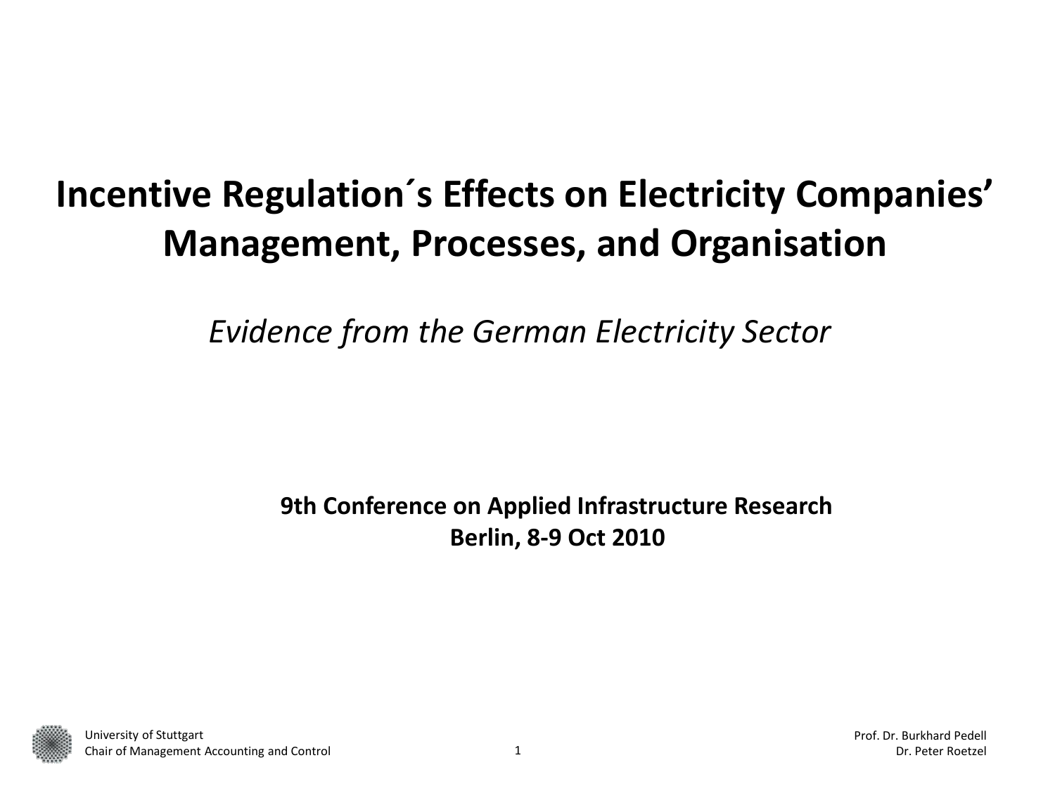# Incentive Regulation´s Effects on Electricity Companies' Management, Processes, and Organisation

*Evidence from the German Electricity Sector*

**9th Conference on Applied Infrastructure Research**
**Berlin, 8-9 Oct 2010**

University of Stuttgart
Chair of Management Accounting and Control

Prof. Dr. Burkhard Pedell
Dr. Peter Roetzel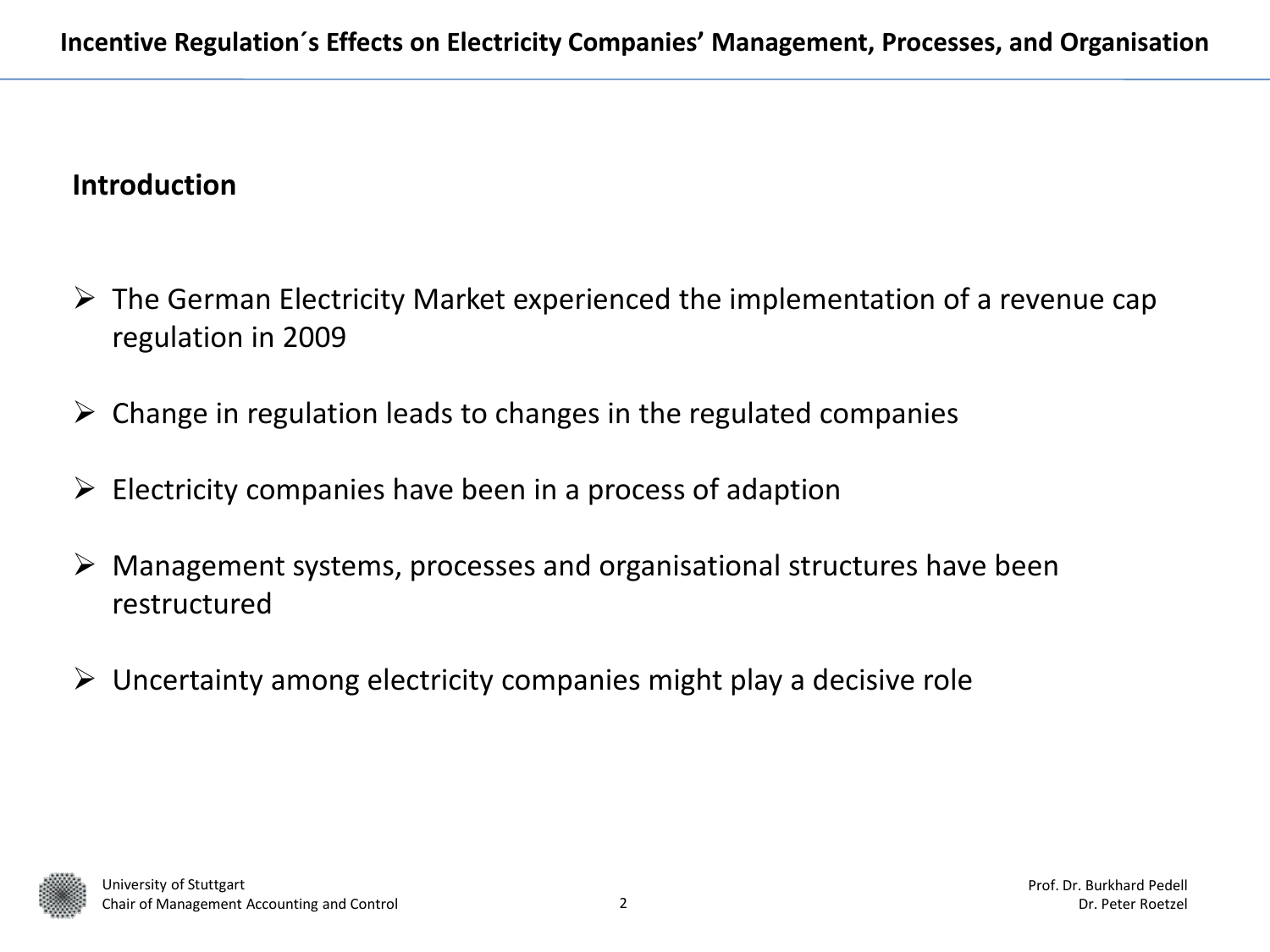## Introduction

- The German Electricity Market experienced the implementation of a revenue cap regulation in 2009
- Change in regulation leads to changes in the regulated companies
- Electricity companies have been in a process of adaption
- Management systems, processes and organisational structures have been restructured
- Uncertainty among electricity companies might play a decisive role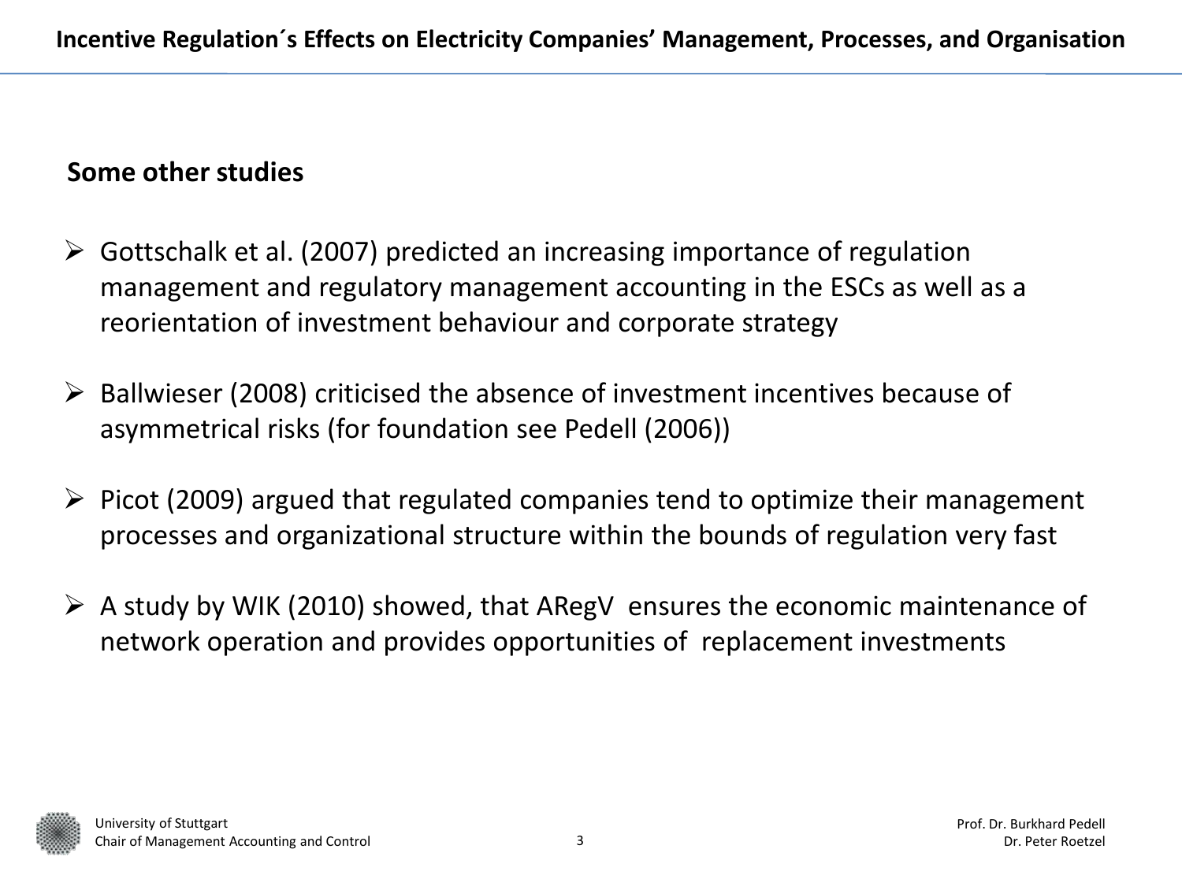## Some other studies

- Gottschalk et al. (2007) predicted an increasing importance of regulation management and regulatory management accounting in the ESCs as well as a reorientation of investment behaviour and corporate strategy

- Ballwieser (2008) criticised the absence of investment incentives because of asymmetrical risks (for foundation see Pedell (2006))

- Picot (2009) argued that regulated companies tend to optimize their management processes and organizational structure within the bounds of regulation very fast

- A study by WIK (2010) showed, that ARegV ensures the economic maintenance of network operation and provides opportunities of replacement investments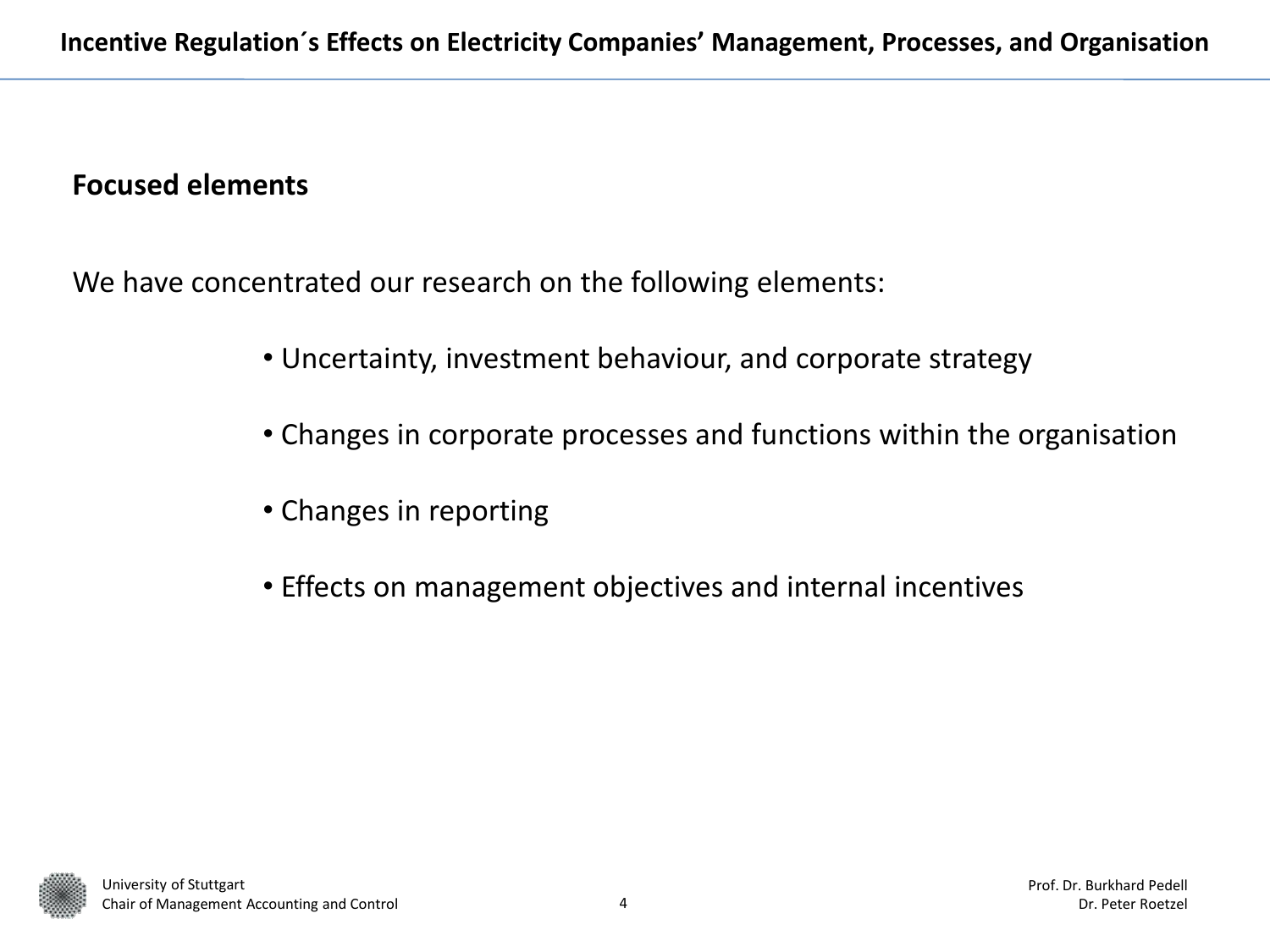## Focused elements

We have concentrated our research on the following elements:

- Uncertainty, investment behaviour, and corporate strategy
- Changes in corporate processes and functions within the organisation
- Changes in reporting
- Effects on management objectives and internal incentives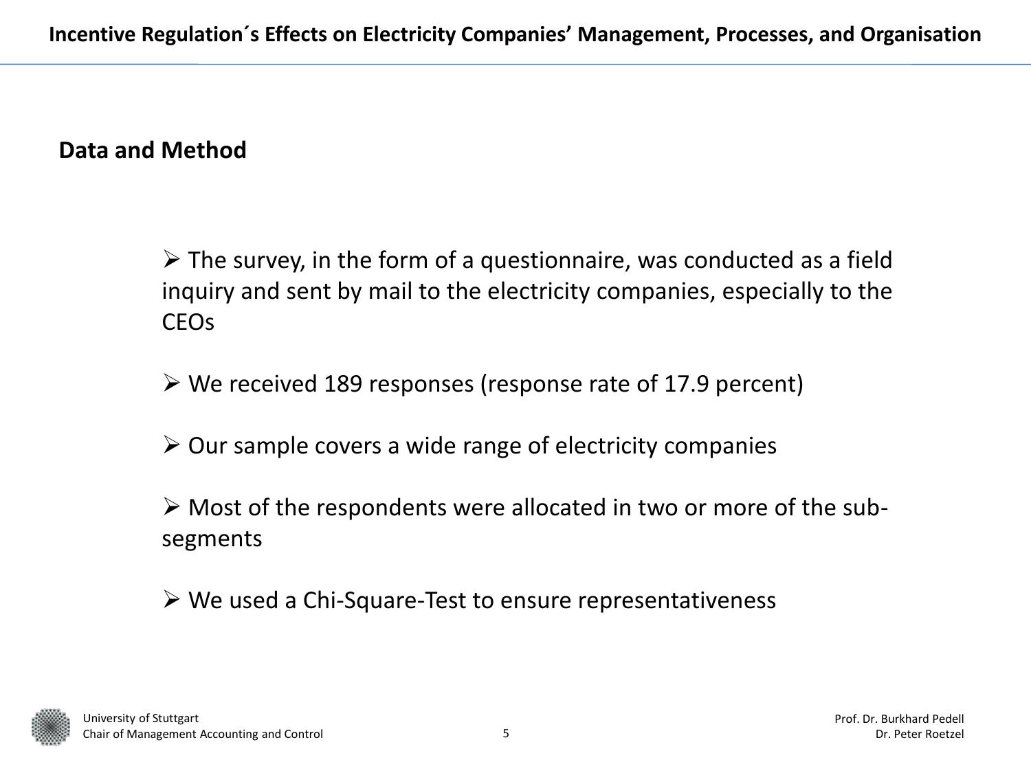## Data and Method

- The survey, in the form of a questionnaire, was conducted as a field inquiry and sent by mail to the electricity companies, especially to the CEOs
- We received 189 responses (response rate of 17.9 percent)
- Our sample covers a wide range of electricity companies
- Most of the respondents were allocated in two or more of the sub-segments
- We used a Chi-Square-Test to ensure representativeness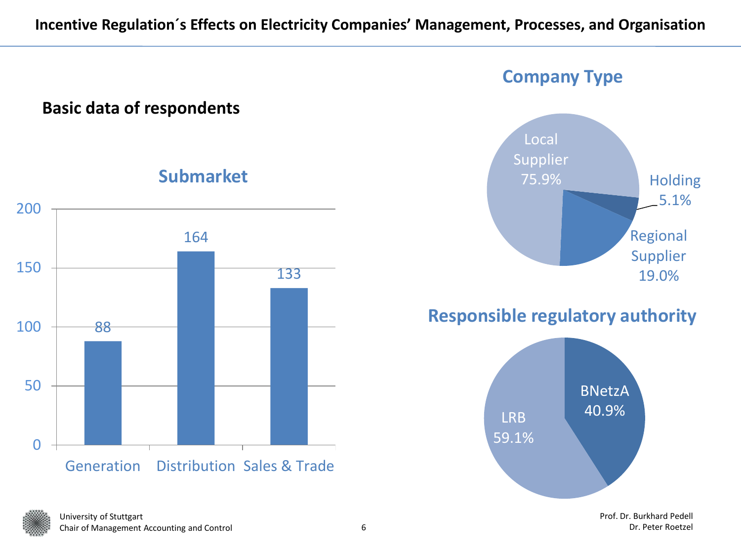# Incentive Regulation´s Effects on Electricity Companies' Management, Processes, and Organisation

## Basic data of respondents

### Submarket

| Submarket | Count |
| --- | --- |
| Generation | 88 |
| Distribution | 164 |
| Sales & Trade | 133 |

### Company Type

| Company Type | Share |
| --- | --- |
| Local Supplier | 75.9% |
| Holding | 5.1% |
| Regional Supplier | 19.0% |

### Responsible regulatory authority

| Authority | Share |
| --- | --- |
| BNetzA | 40.9% |
| LRB | 59.1% |

University of Stuttgart
Chair of Management Accounting and Control

Prof. Dr. Burkhard Pedell
Dr. Peter Roetzel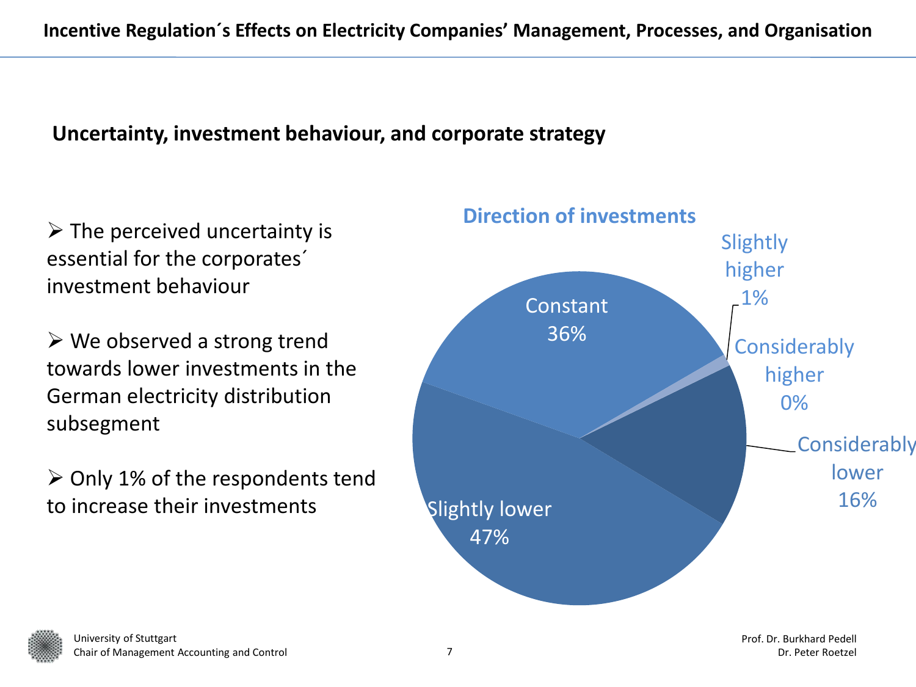# Incentive Regulation´s Effects on Electricity Companies' Management, Processes, and Organisation

## Uncertainty, investment behaviour, and corporate strategy

- The perceived uncertainty is essential for the corporates´ investment behaviour
- We observed a strong trend towards lower investments in the German electricity distribution subsegment
- Only 1% of the respondents tend to increase their investments

**Direction of investments**

| Direction | Share |
|---|---|
| Constant | 36% |
| Slightly higher | 1% |
| Considerably higher | 0% |
| Considerably lower | 16% |
| Slightly lower | 47% |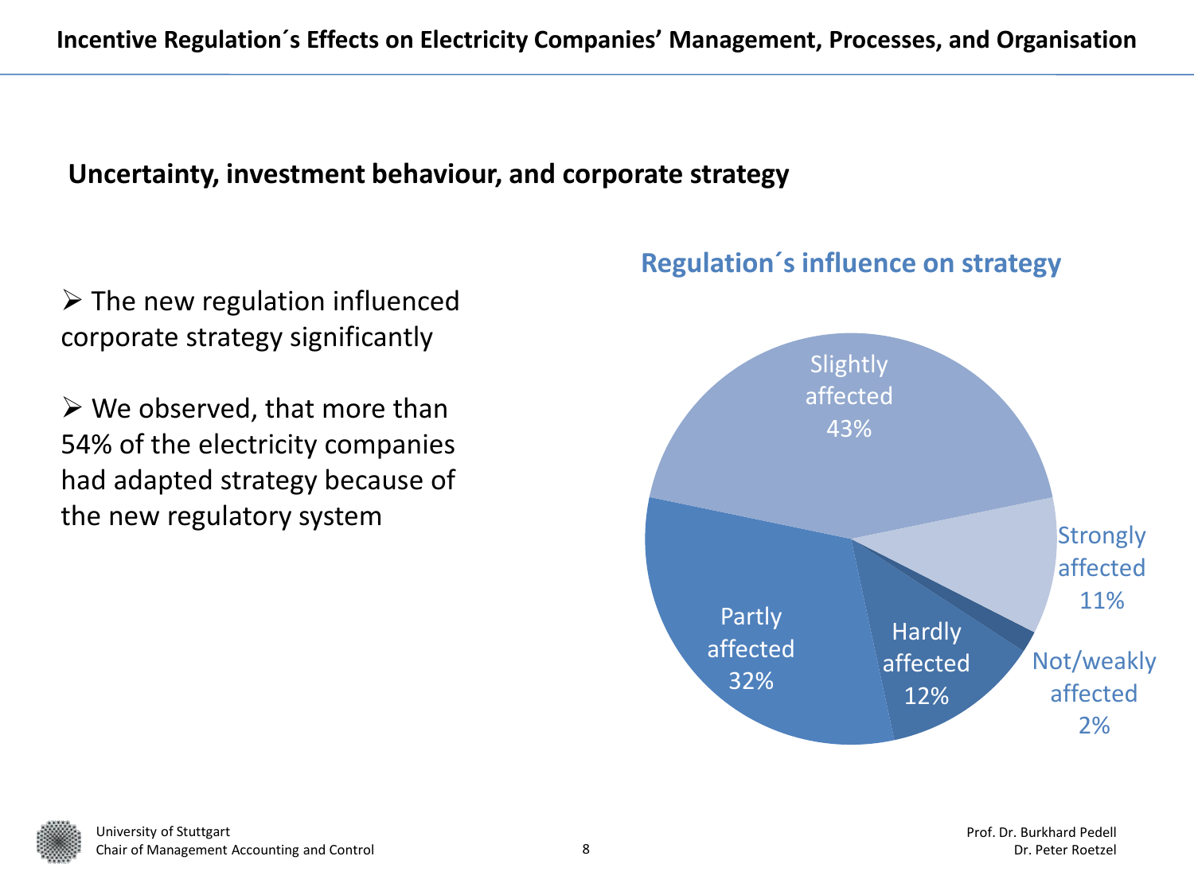# Incentive Regulation´s Effects on Electricity Companies' Management, Processes, and Organisation

## Uncertainty, investment behaviour, and corporate strategy

- The new regulation influenced corporate strategy significantly
- We observed, that more than 54% of the electricity companies had adapted strategy because of the new regulatory system

### Regulation´s influence on strategy

| Category | Share |
| --- | --- |
| Slightly affected | 43% |
| Strongly affected | 11% |
| Not/weakly affected | 2% |
| Hardly affected | 12% |
| Partly affected | 32% |

University of Stuttgart
Chair of Management Accounting and Control

Prof. Dr. Burkhard Pedell
Dr. Peter Roetzel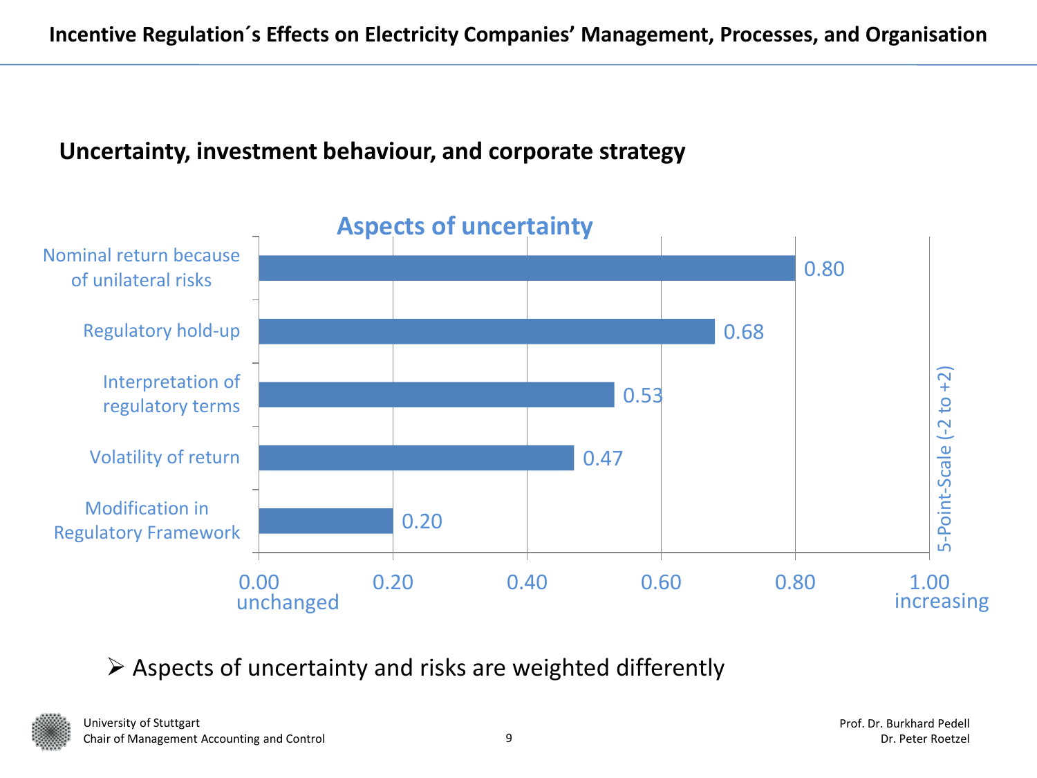# Incentive Regulation´s Effects on Electricity Companies' Management, Processes, and Organisation

## Uncertainty, investment behaviour, and corporate strategy

### Aspects of uncertainty

| Aspect | Value |
|---|---|
| Nominal return because of unilateral risks | 0.80 |
| Regulatory hold-up | 0.68 |
| Interpretation of regulatory terms | 0.53 |
| Volatility of return | 0.47 |
| Modification in Regulatory Framework | 0.20 |

Scale: 0.00 unchanged – 1.00 increasing (5-Point-Scale (-2 to +2))

- Aspects of uncertainty and risks are weighted differently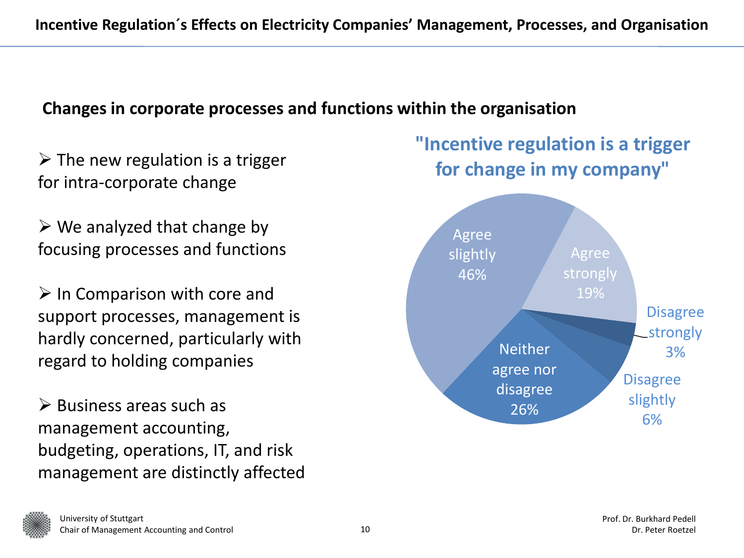# Incentive Regulation´s Effects on Electricity Companies' Management, Processes, and Organisation

## Changes in corporate processes and functions within the organisation

- The new regulation is a trigger for intra-corporate change
- We analyzed that change by focusing processes and functions
- In Comparison with core and support processes, management is hardly concerned, particularly with regard to holding companies
- Business areas such as management accounting, budgeting, operations, IT, and risk management are distinctly affected

### "Incentive regulation is a trigger for change in my company"

| Response | Share |
|---|---|
| Agree strongly | 19% |
| Agree slightly | 46% |
| Neither agree nor disagree | 26% |
| Disagree slightly | 6% |
| Disagree strongly | 3% |

University of Stuttgart
Chair of Management Accounting and Control

Prof. Dr. Burkhard Pedell
Dr. Peter Roetzel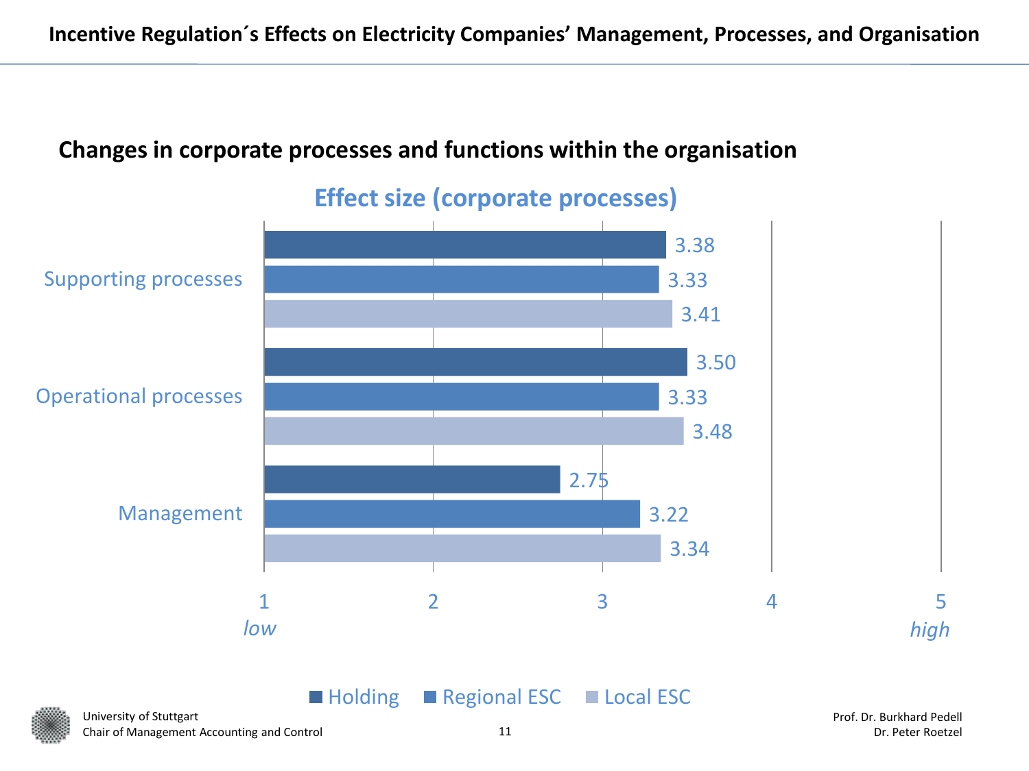# Incentive Regulation´s Effects on Electricity Companies' Management, Processes, and Organisation

## Changes in corporate processes and functions within the organisation

**Effect size (corporate processes)**

| | Holding | Regional ESC | Local ESC |
|---|---|---|---|
| Supporting processes | 3.38 | 3.33 | 3.41 |
| Operational processes | 3.50 | 3.33 | 3.48 |
| Management | 2.75 | 3.22 | 3.34 |

Scale: 1 *low* – 2 – 3 – 4 – 5 *high*

University of Stuttgart
Chair of Management Accounting and Control

Prof. Dr. Burkhard Pedell
Dr. Peter Roetzel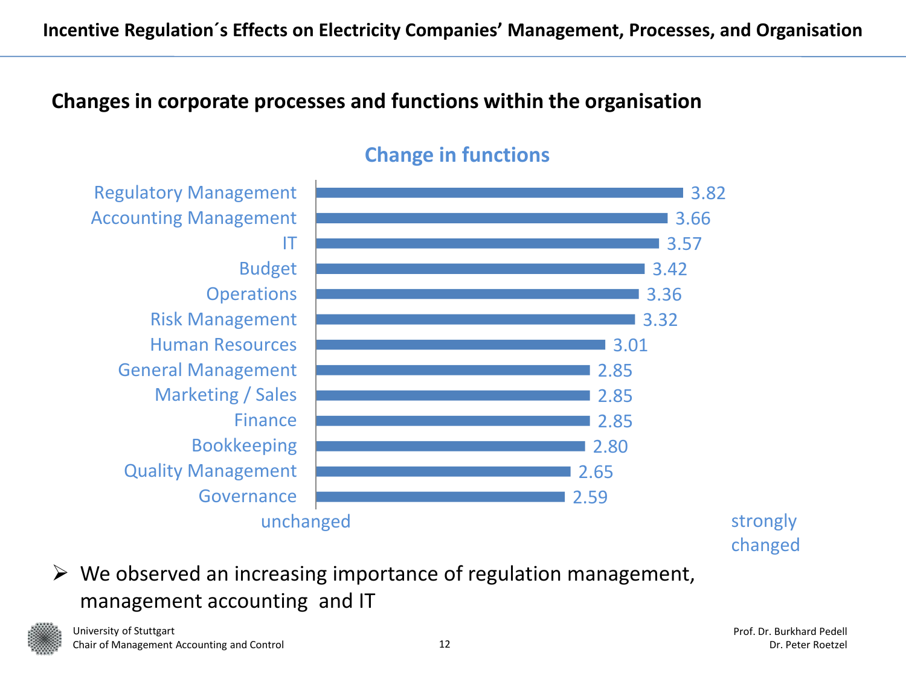# Incentive Regulation´s Effects on Electricity Companies' Management, Processes, and Organisation

## Changes in corporate processes and functions within the organisation

### Change in functions

| Function | Score |
| --- | --- |
| Regulatory Management | 3.82 |
| Accounting Management | 3.66 |
| IT | 3.57 |
| Budget | 3.42 |
| Operations | 3.36 |
| Risk Management | 3.32 |
| Human Resources | 3.01 |
| General Management | 2.85 |
| Marketing / Sales | 2.85 |
| Finance | 2.85 |
| Bookkeeping | 2.80 |
| Quality Management | 2.65 |
| Governance | 2.59 |

Scale: unchanged – strongly changed

- We observed an increasing importance of regulation management, management accounting and IT

University of Stuttgart
Chair of Management Accounting and Control

Prof. Dr. Burkhard Pedell
Dr. Peter Roetzel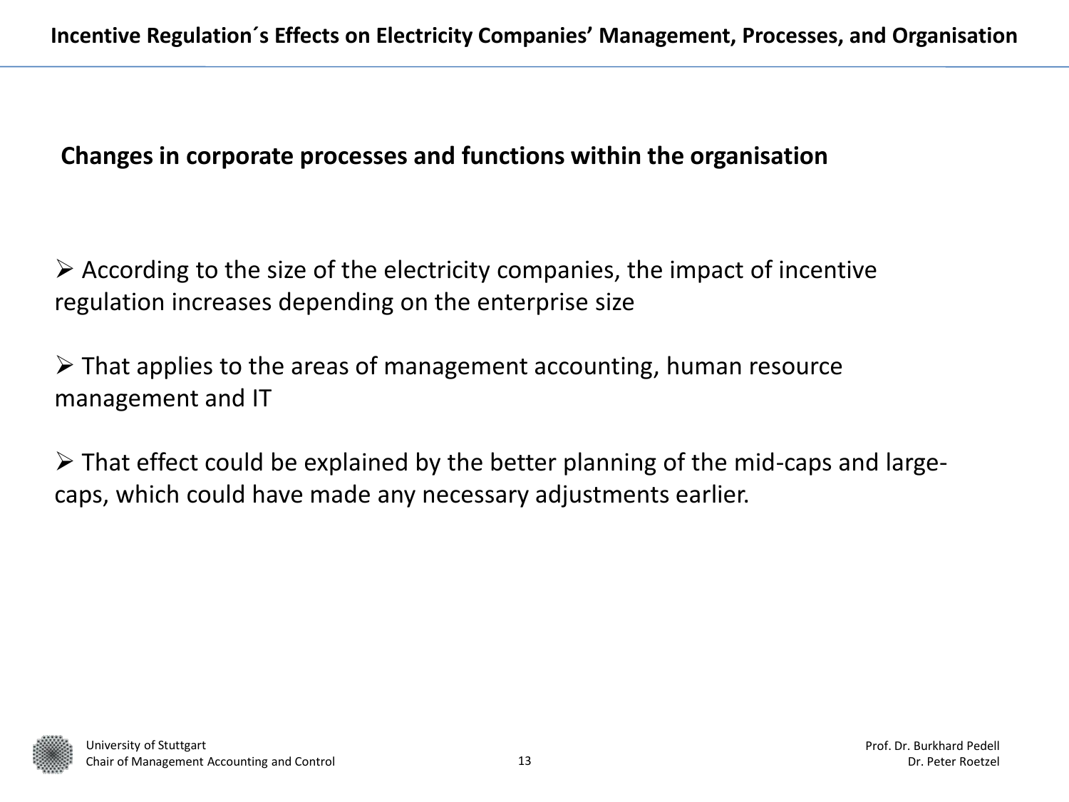## Changes in corporate processes and functions within the organisation

- According to the size of the electricity companies, the impact of incentive regulation increases depending on the enterprise size

- That applies to the areas of management accounting, human resource management and IT

- That effect could be explained by the better planning of the mid-caps and large-caps, which could have made any necessary adjustments earlier.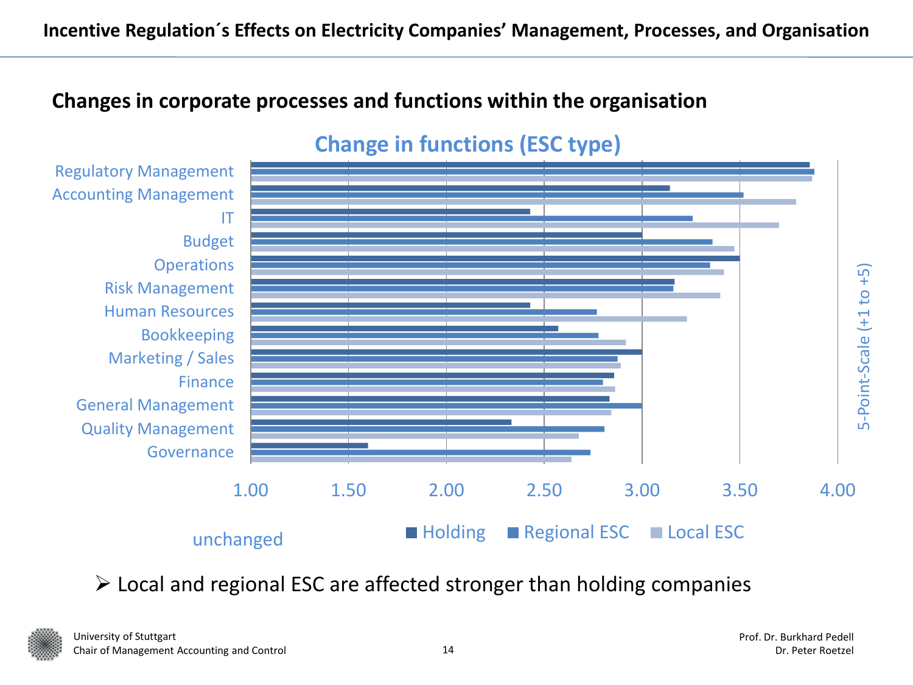## Changes in corporate processes and functions within the organisation

**Change in functions (ESC type)**

| Function | Holding | Regional ESC | Local ESC |
|---|---|---|---|
| Regulatory Management | | | |
| Accounting Management | | | |
| IT | | | |
| Budget | | | |
| Operations | | | |
| Risk Management | | | |
| Human Resources | | | |
| Bookkeeping | | | |
| Marketing / Sales | | | |
| Finance | | | |
| General Management | | | |
| Quality Management | | | |
| Governance | | | |

Axis: 1.00 (unchanged) – 4.00; 5-Point-Scale (+1 to +5)

- Local and regional ESC are affected stronger than holding companies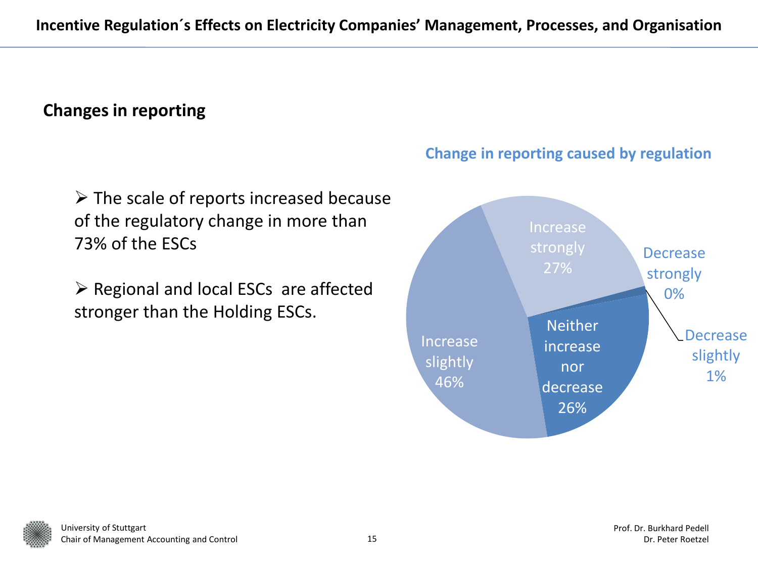## Changes in reporting

- The scale of reports increased because of the regulatory change in more than 73% of the ESCs
- Regional and local ESCs are affected stronger than the Holding ESCs.

**Change in reporting caused by regulation**

- Increase strongly 27%
- Decrease strongly 0%
- Decrease slightly 1%
- Neither increase nor decrease 26%
- Increase slightly 46%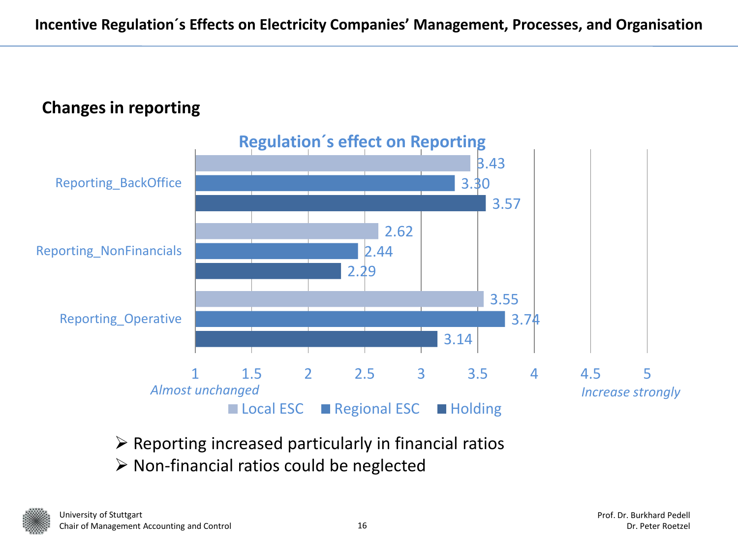# Incentive Regulation´s Effects on Electricity Companies' Management, Processes, and Organisation

## Changes in reporting

**Regulation´s effect on Reporting**

| | Local ESC | Regional ESC | Holding |
|---|---|---|---|
| Reporting_BackOffice | 3.43 | 3.30 | 3.57 |
| Reporting_NonFinancials | 2.62 | 2.44 | 2.29 |
| Reporting_Operative | 3.55 | 3.74 | 3.14 |

Scale: 1 = *Almost unchanged* … 5 = *Increase strongly*

- Reporting increased particularly in financial ratios
- Non-financial ratios could be neglected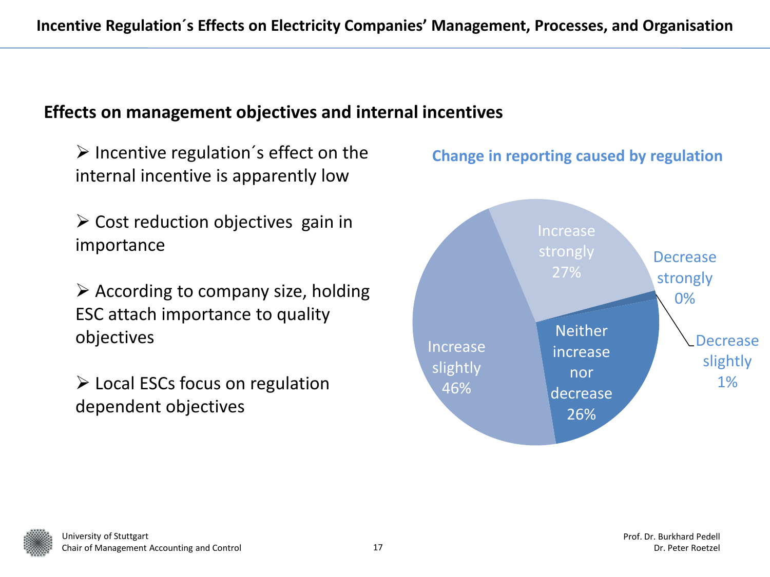# Incentive Regulation´s Effects on Electricity Companies' Management, Processes, and Organisation

## Effects on management objectives and internal incentives

- Incentive regulation´s effect on the internal incentive is apparently low
- Cost reduction objectives gain in importance
- According to company size, holding ESC attach importance to quality objectives
- Local ESCs focus on regulation dependent objectives

**Change in reporting caused by regulation**

| Response | Share |
|---|---|
| Increase strongly | 27% |
| Increase slightly | 46% |
| Neither increase nor decrease | 26% |
| Decrease slightly | 1% |
| Decrease strongly | 0% |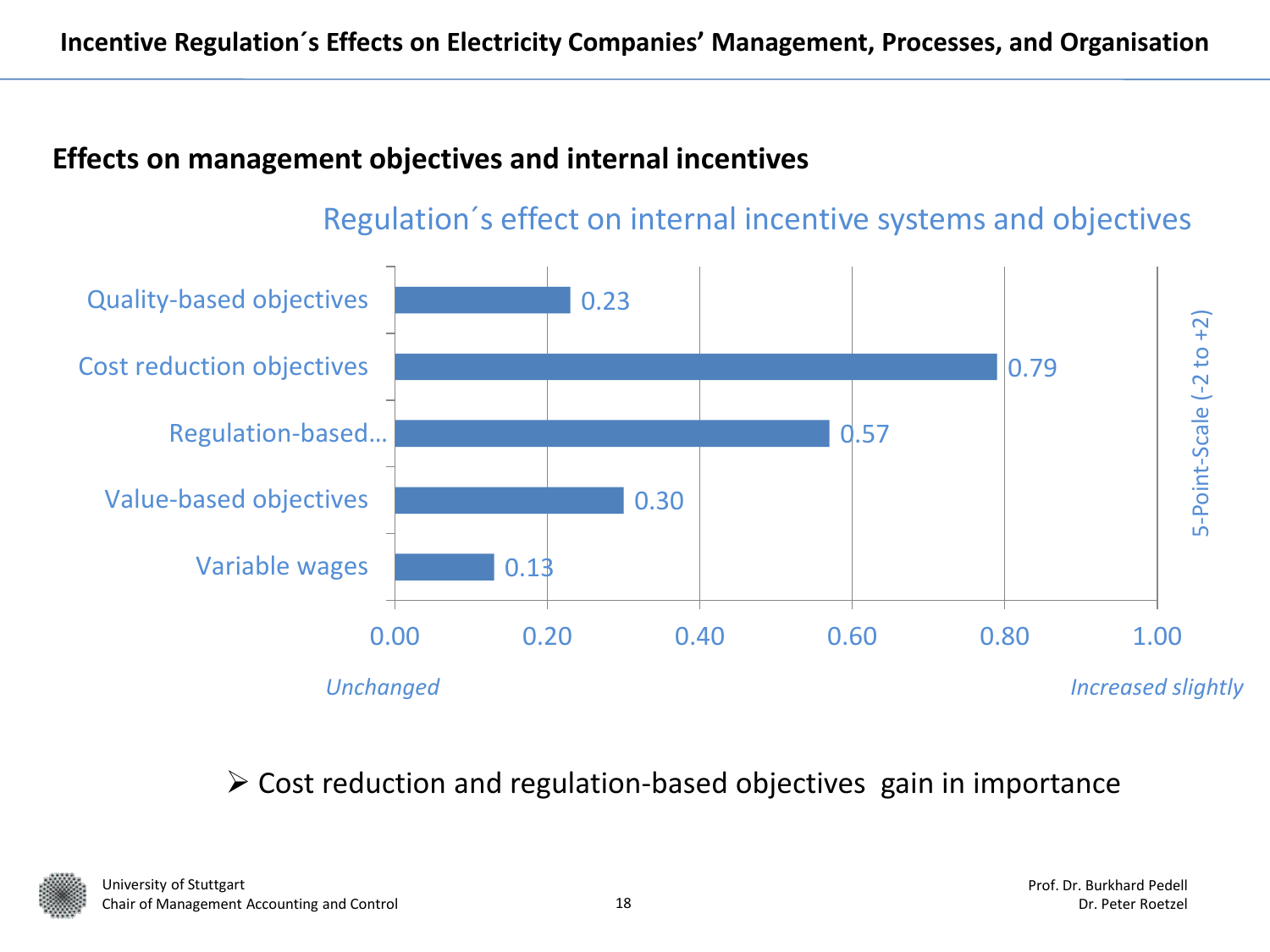# Incentive Regulation´s Effects on Electricity Companies' Management, Processes, and Organisation

## Effects on management objectives and internal incentives

**Regulation´s effect on internal incentive systems and objectives**

| Objective | 5-Point-Scale (-2 to +2) |
|---|---|
| Quality-based objectives | 0.23 |
| Cost reduction objectives | 0.79 |
| Regulation-based… | 0.57 |
| Value-based objectives | 0.30 |
| Variable wages | 0.13 |

Scale: 0.00 = *Unchanged*; 1.00 = *Increased slightly*

- Cost reduction and regulation-based objectives gain in importance

University of Stuttgart
Chair of Management Accounting and Control

Prof. Dr. Burkhard Pedell
Dr. Peter Roetzel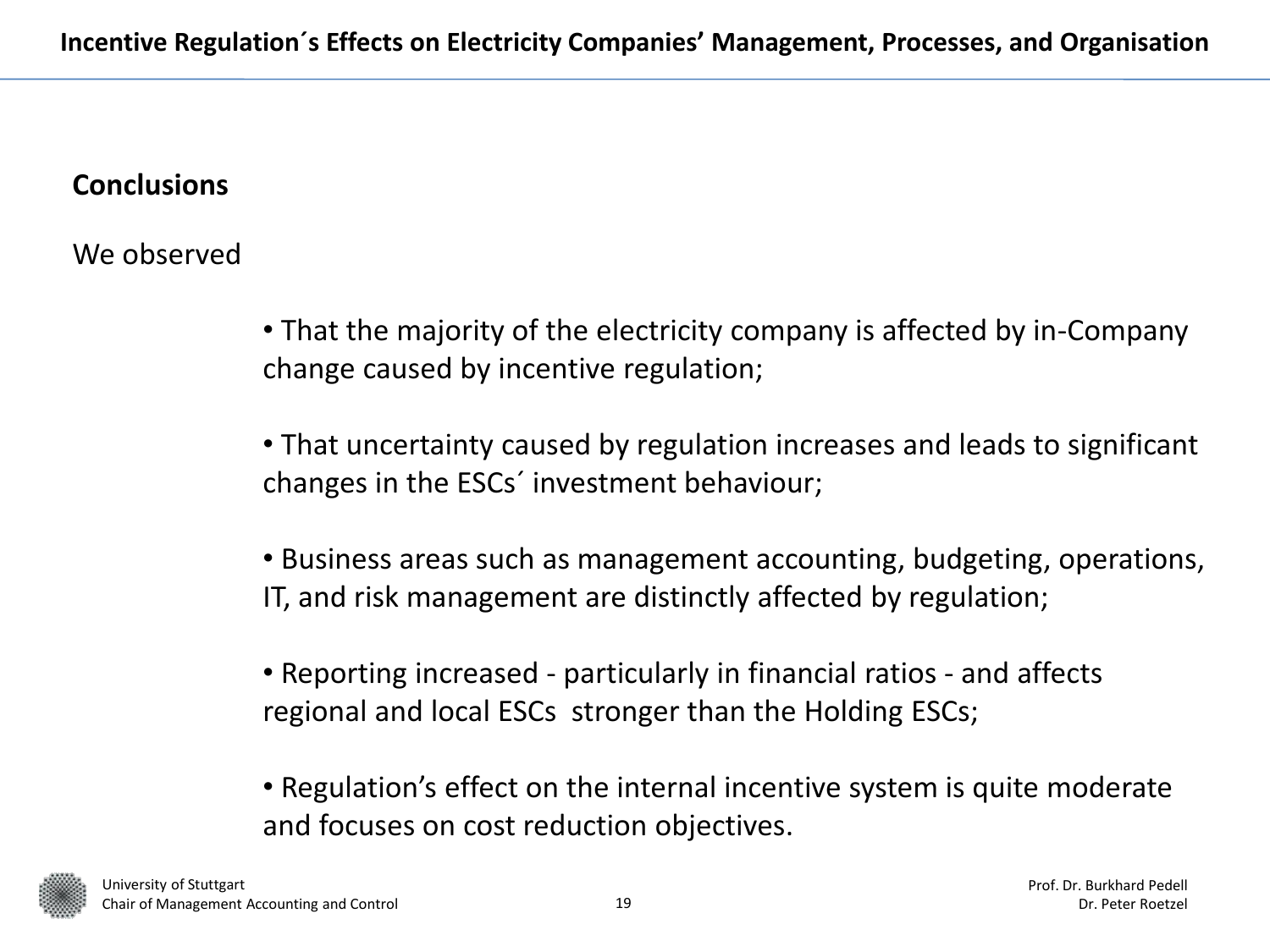## Conclusions

We observed

- That the majority of the electricity company is affected by in-Company change caused by incentive regulation;
- That uncertainty caused by regulation increases and leads to significant changes in the ESCs´ investment behaviour;
- Business areas such as management accounting, budgeting, operations, IT, and risk management are distinctly affected by regulation;
- Reporting increased - particularly in financial ratios - and affects regional and local ESCs stronger than the Holding ESCs;
- Regulation's effect on the internal incentive system is quite moderate and focuses on cost reduction objectives.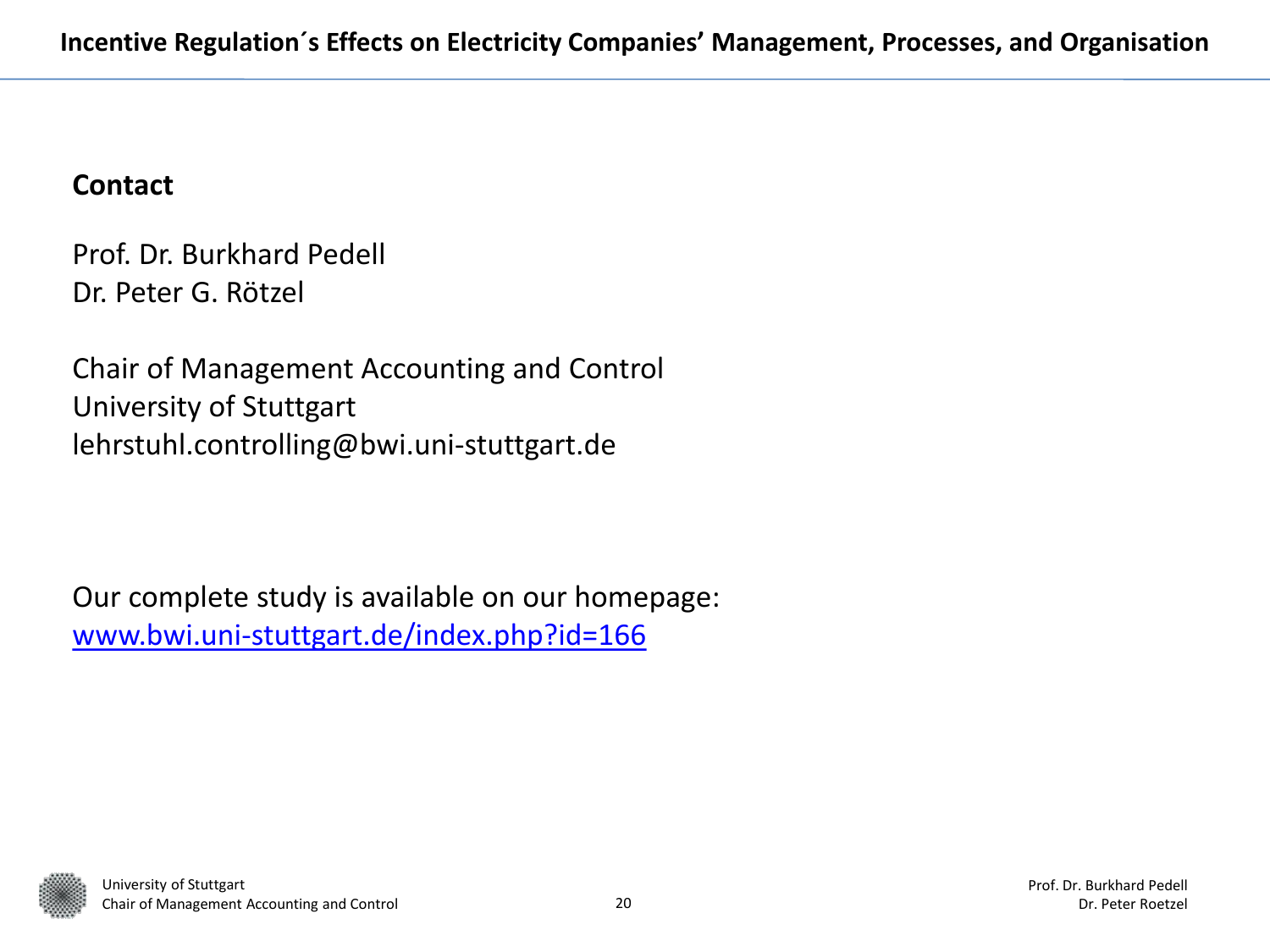## Contact

Prof. Dr. Burkhard Pedell
Dr. Peter G. Rötzel

Chair of Management Accounting and Control
University of Stuttgart
lehrstuhl.controlling@bwi.uni-stuttgart.de

Our complete study is available on our homepage:
[www.bwi.uni-stuttgart.de/index.php?id=166](http://www.bwi.uni-stuttgart.de/index.php?id=166)